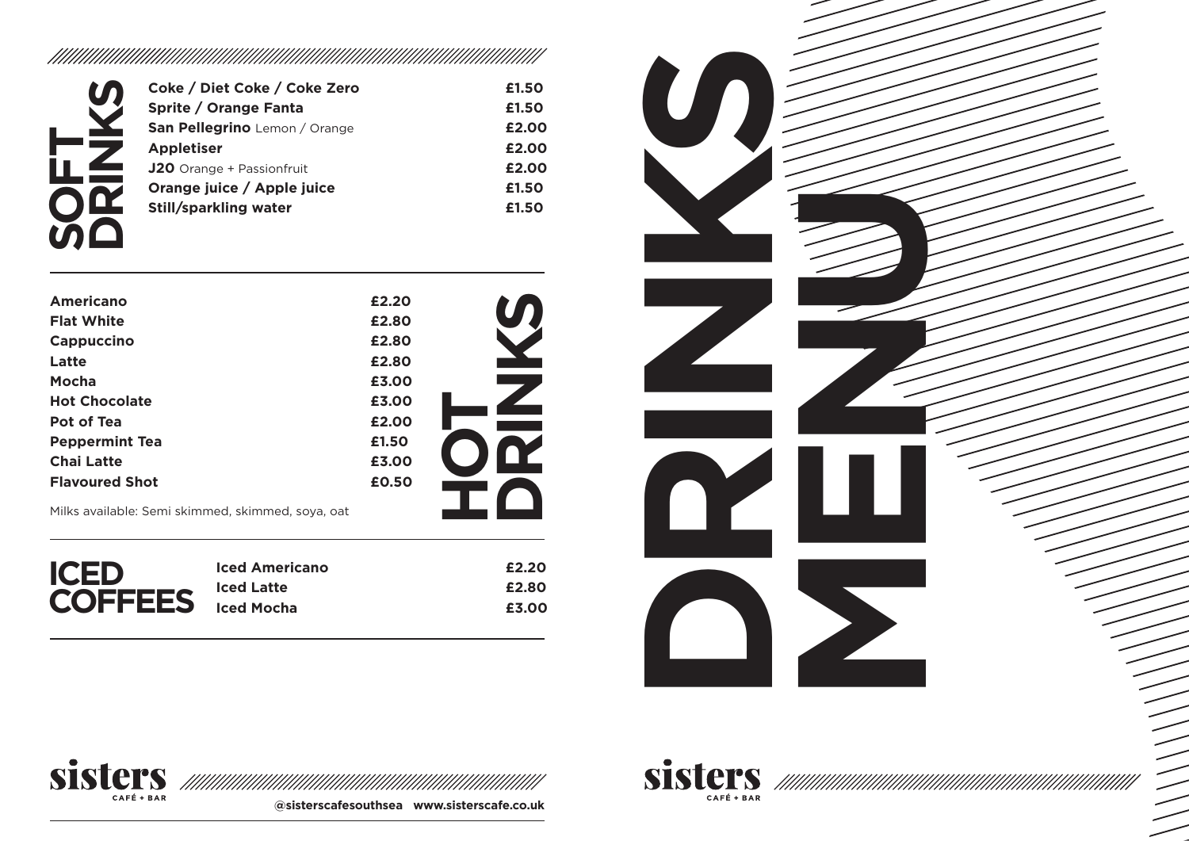## SOFT DRINKS

| Item | Price |
|---|---|
| **Coke / Diet Coke / Coke Zero** | £1.50 |
| **Sprite / Orange Fanta** | £1.50 |
| **San Pellegrino** Lemon / Orange | £2.00 |
| **Appletiser** | £2.00 |
| **J20** Orange + Passionfruit | £2.00 |
| **Orange juice / Apple juice** | £1.50 |
| **Still/sparkling water** | £1.50 |

## HOT DRINKS

| Item | Price |
|---|---|
| **Americano** | £2.20 |
| **Flat White** | £2.80 |
| **Cappuccino** | £2.80 |
| **Latte** | £2.80 |
| **Mocha** | £3.00 |
| **Hot Chocolate** | £3.00 |
| **Pot of Tea** | £2.00 |
| **Peppermint Tea** | £1.50 |
| **Chai Latte** | £3.00 |
| **Flavoured Shot** | £0.50 |

Milks available: Semi skimmed, skimmed, soya, oat

## ICED COFFEES

| Item | Price |
|---|---|
| **Iced Americano** | £2.20 |
| **Iced Latte** | £2.80 |
| **Iced Mocha** | £3.00 |

sisters CAFÉ + BAR

**@sisterscafesouthsea www.sisterscafe.co.uk**

# DRINKS MENU

sisters CAFÉ + BAR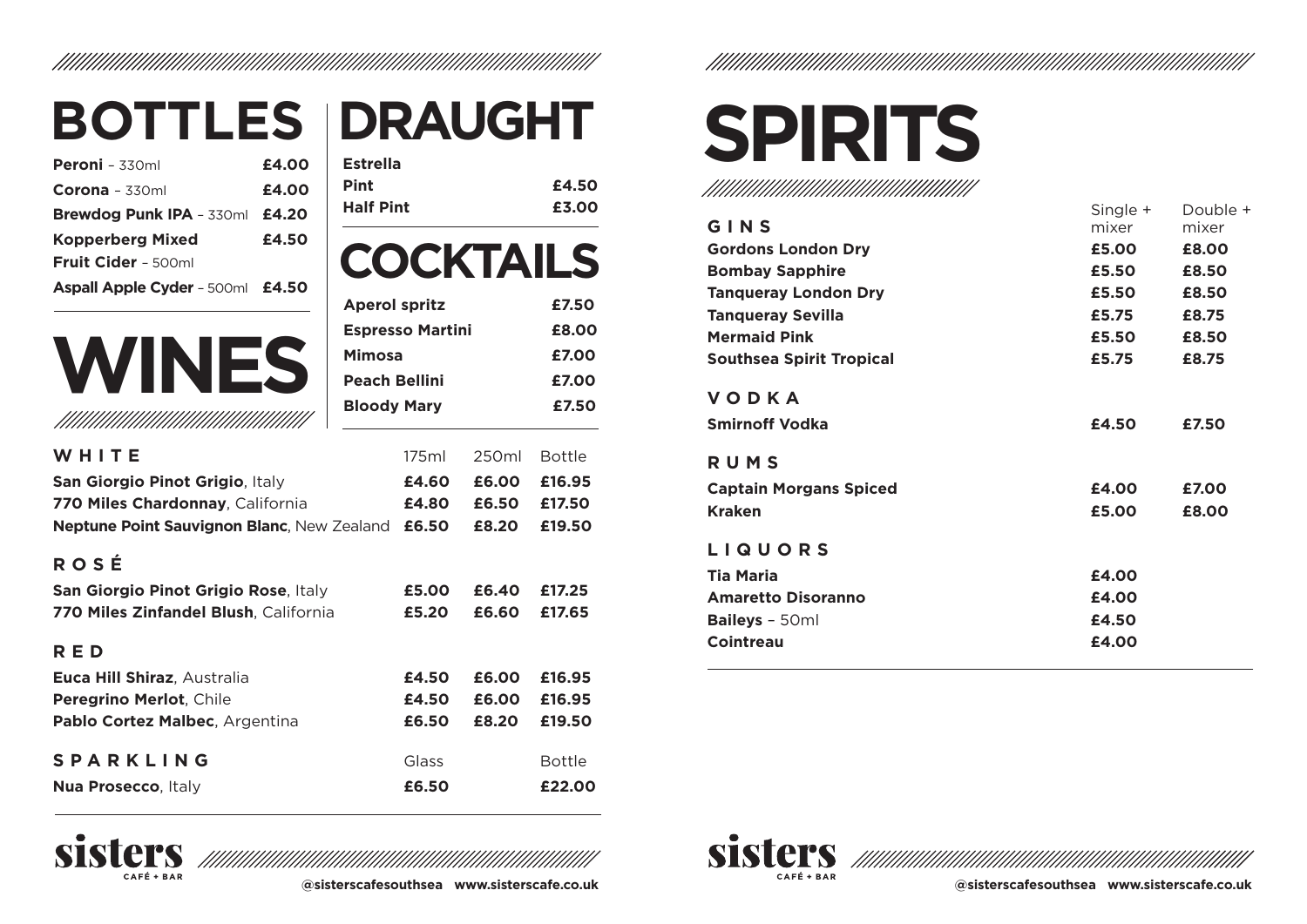# BOTTLES

| | |
|---|---|
| **Peroni** – 330ml | **£4.00** |
| **Corona** – 330ml | **£4.00** |
| **Brewdog Punk IPA** – 330ml | **£4.20** |
| **Kopperberg Mixed Fruit Cider** – 500ml | **£4.50** |
| **Aspall Apple Cyder** – 500ml | **£4.50** |

# DRAUGHT

**Estrella**

| | |
|---|---|
| **Pint** | **£4.50** |
| **Half Pint** | **£3.00** |

# COCKTAILS

| | |
|---|---|
| **Aperol spritz** | **£7.50** |
| **Espresso Martini** | **£8.00** |
| **Mimosa** | **£7.00** |
| **Peach Bellini** | **£7.00** |
| **Bloody Mary** | **£7.50** |

# WINES

| WHITE | 175ml | 250ml | Bottle |
|---|---|---|---|
| **San Giorgio Pinot Grigio**, Italy | **£4.60** | **£6.00** | **£16.95** |
| **770 Miles Chardonnay**, California | **£4.80** | **£6.50** | **£17.50** |
| **Neptune Point Sauvignon Blanc**, New Zealand | **£6.50** | **£8.20** | **£19.50** |
| **ROSÉ** | | | |
| **San Giorgio Pinot Grigio Rose**, Italy | **£5.00** | **£6.40** | **£17.25** |
| **770 Miles Zinfandel Blush**, California | **£5.20** | **£6.60** | **£17.65** |
| **RED** | | | |
| **Euca Hill Shiraz**, Australia | **£4.50** | **£6.00** | **£16.95** |
| **Peregrino Merlot**, Chile | **£4.50** | **£6.00** | **£16.95** |
| **Pablo Cortez Malbec**, Argentina | **£6.50** | **£8.20** | **£19.50** |

| SPARKLING | Glass | Bottle |
|---|---|---|
| **Nua Prosecco**, Italy | **£6.50** | **£22.00** |

# SPIRITS

| GINS | Single + mixer | Double + mixer |
|---|---|---|
| **Gordons London Dry** | **£5.00** | **£8.00** |
| **Bombay Sapphire** | **£5.50** | **£8.50** |
| **Tanqueray London Dry** | **£5.50** | **£8.50** |
| **Tanqueray Sevilla** | **£5.75** | **£8.75** |
| **Mermaid Pink** | **£5.50** | **£8.50** |
| **Southsea Spirit Tropical** | **£5.75** | **£8.75** |
| **VODKA** | | |
| **Smirnoff Vodka** | **£4.50** | **£7.50** |
| **RUMS** | | |
| **Captain Morgans Spiced** | **£4.00** | **£7.00** |
| **Kraken** | **£5.00** | **£8.00** |
| **LIQUORS** | | |
| **Tia Maria** | **£4.00** | |
| **Amaretto Disoranno** | **£4.00** | |
| **Baileys** – 50ml | **£4.50** | |
| **Cointreau** | **£4.00** | |

sisters CAFÉ + BAR

**@sisterscafesouthsea www.sisterscafe.co.uk**